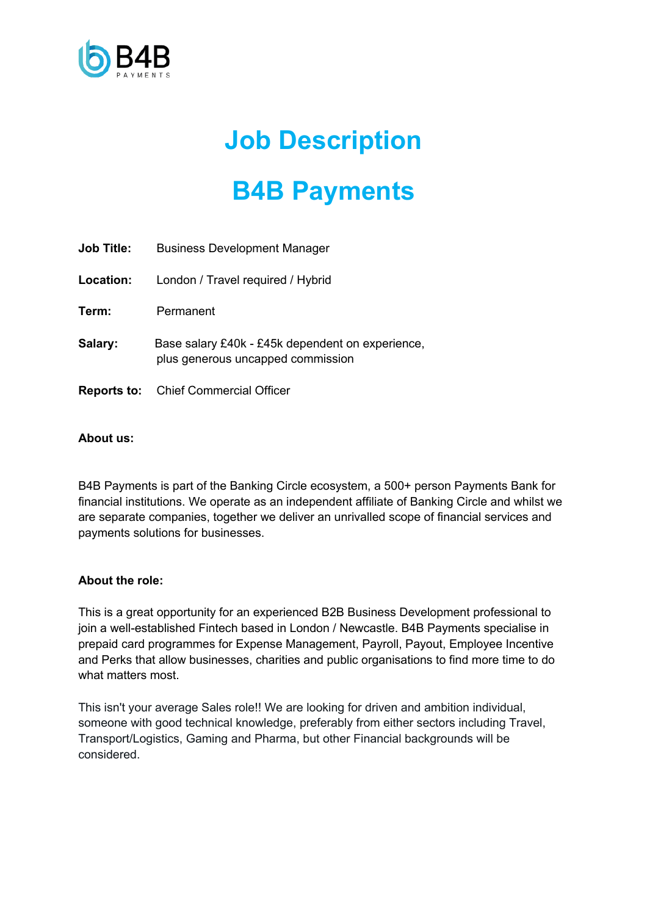# Job Description

# B4B Payments

**Job Title:** Business Development Manager

**Location:** London / Travel required / Hybrid

**Term:** Permanent

**Salary:** Base salary £40k - £45k dependent on experience, plus generous uncapped commission

**Reports to:** Chief Commercial Officer

**About us:**

B4B Payments is part of the Banking Circle ecosystem, a 500+ person Payments Bank for financial institutions. We operate as an independent affiliate of Banking Circle and whilst we are separate companies, together we deliver an unrivalled scope of financial services and payments solutions for businesses.

**About the role:**

This is a great opportunity for an experienced B2B Business Development professional to join a well-established Fintech based in London / Newcastle. B4B Payments specialise in prepaid card programmes for Expense Management, Payroll, Payout, Employee Incentive and Perks that allow businesses, charities and public organisations to find more time to do what matters most.

This isn't your average Sales role!! We are looking for driven and ambition individual, someone with good technical knowledge, preferably from either sectors including Travel, Transport/Logistics, Gaming and Pharma, but other Financial backgrounds will be considered.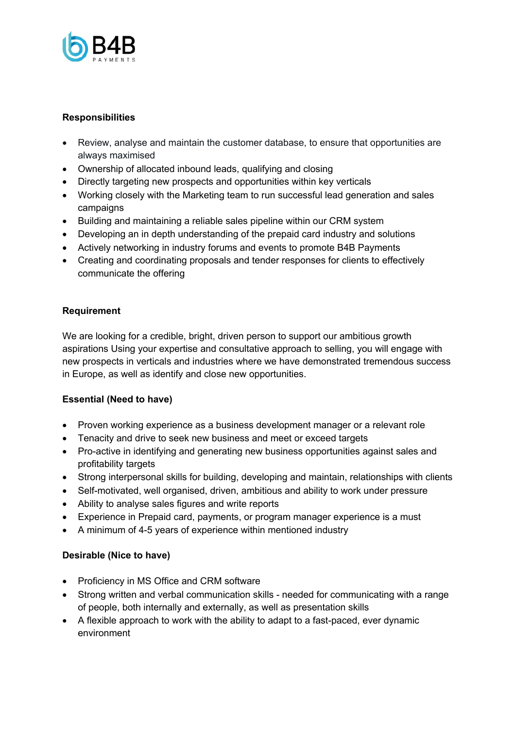**Responsibilities**

- Review, analyse and maintain the customer database, to ensure that opportunities are always maximised
- Ownership of allocated inbound leads, qualifying and closing
- Directly targeting new prospects and opportunities within key verticals
- Working closely with the Marketing team to run successful lead generation and sales campaigns
- Building and maintaining a reliable sales pipeline within our CRM system
- Developing an in depth understanding of the prepaid card industry and solutions
- Actively networking in industry forums and events to promote B4B Payments
- Creating and coordinating proposals and tender responses for clients to effectively communicate the offering

**Requirement**

We are looking for a credible, bright, driven person to support our ambitious growth aspirations Using your expertise and consultative approach to selling, you will engage with new prospects in verticals and industries where we have demonstrated tremendous success in Europe, as well as identify and close new opportunities.

**Essential (Need to have)**

- Proven working experience as a business development manager or a relevant role
- Tenacity and drive to seek new business and meet or exceed targets
- Pro-active in identifying and generating new business opportunities against sales and profitability targets
- Strong interpersonal skills for building, developing and maintain, relationships with clients
- Self-motivated, well organised, driven, ambitious and ability to work under pressure
- Ability to analyse sales figures and write reports
- Experience in Prepaid card, payments, or program manager experience is a must
- A minimum of 4-5 years of experience within mentioned industry

**Desirable (Nice to have)**

- Proficiency in MS Office and CRM software
- Strong written and verbal communication skills - needed for communicating with a range of people, both internally and externally, as well as presentation skills
- A flexible approach to work with the ability to adapt to a fast-paced, ever dynamic environment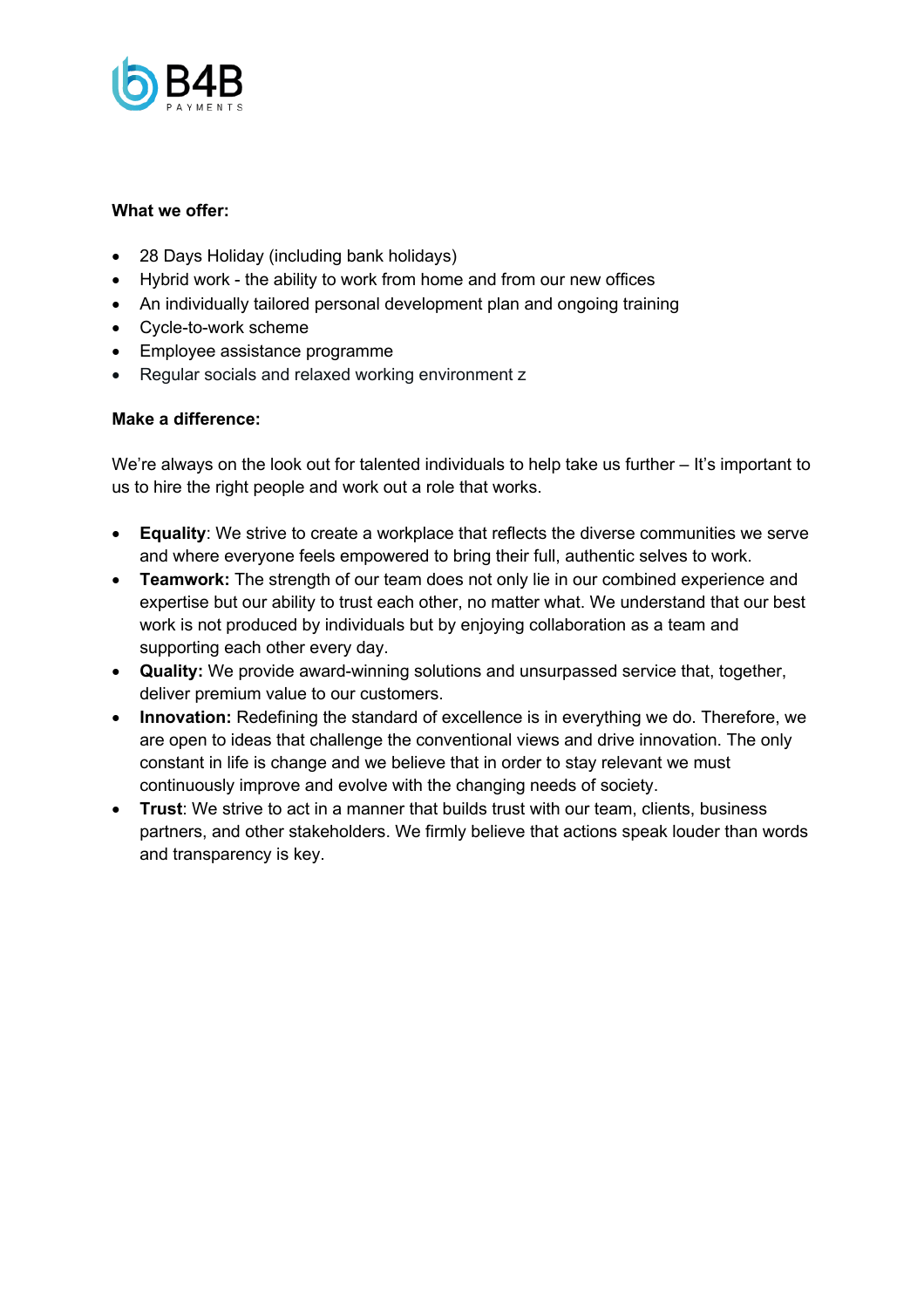**What we offer:**

- 28 Days Holiday (including bank holidays)
- Hybrid work - the ability to work from home and from our new offices
- An individually tailored personal development plan and ongoing training
- Cycle-to-work scheme
- Employee assistance programme
- Regular socials and relaxed working environment z

**Make a difference:**

We're always on the look out for talented individuals to help take us further – It's important to us to hire the right people and work out a role that works.

- **Equality**: We strive to create a workplace that reflects the diverse communities we serve and where everyone feels empowered to bring their full, authentic selves to work.
- **Teamwork:** The strength of our team does not only lie in our combined experience and expertise but our ability to trust each other, no matter what. We understand that our best work is not produced by individuals but by enjoying collaboration as a team and supporting each other every day.
- **Quality:** We provide award-winning solutions and unsurpassed service that, together, deliver premium value to our customers.
- **Innovation:** Redefining the standard of excellence is in everything we do. Therefore, we are open to ideas that challenge the conventional views and drive innovation. The only constant in life is change and we believe that in order to stay relevant we must continuously improve and evolve with the changing needs of society.
- **Trust**: We strive to act in a manner that builds trust with our team, clients, business partners, and other stakeholders. We firmly believe that actions speak louder than words and transparency is key.